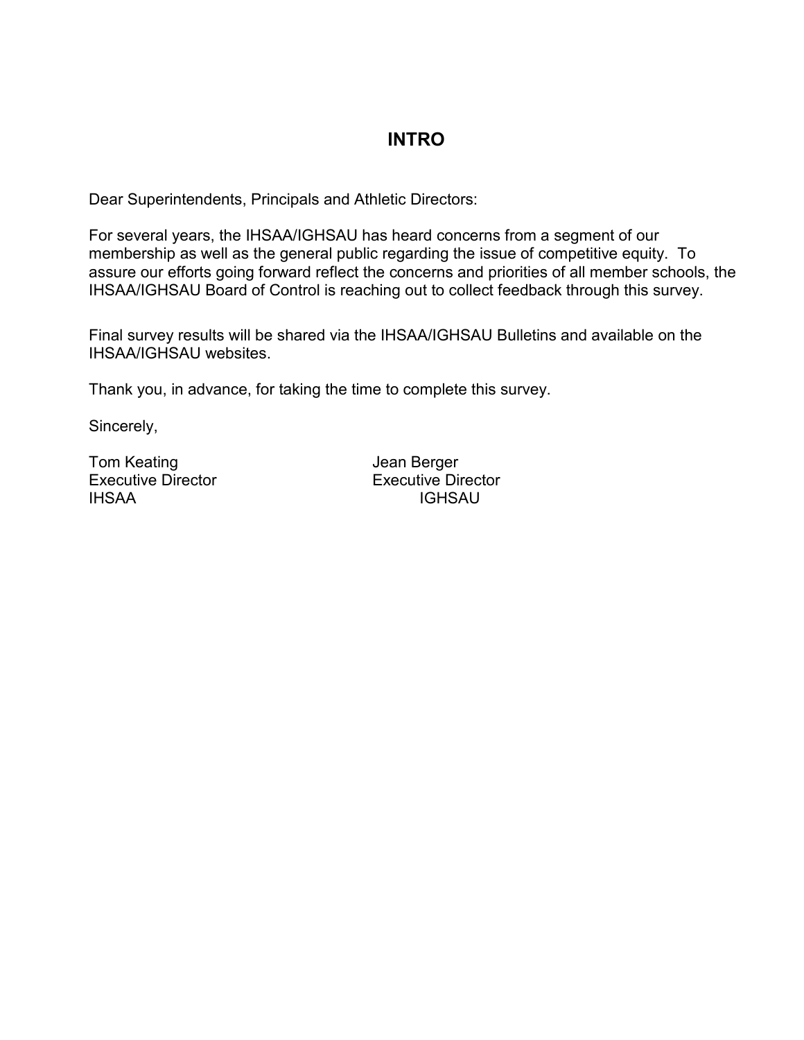# INTRO

Dear Superintendents, Principals and Athletic Directors:

For several years, the IHSAA/IGHSAU has heard concerns from a segment of our membership as well as the general public regarding the issue of competitive equity. To assure our efforts going forward reflect the concerns and priorities of all member schools, the IHSAA/IGHSAU Board of Control is reaching out to collect feedback through this survey.

Final survey results will be shared via the IHSAA/IGHSAU Bulletins and available on the IHSAA/IGHSAU websites.

Thank you, in advance, for taking the time to complete this survey.

Sincerely,

Tom Keating
Executive Director
IHSAA

Jean Berger
Executive Director
IGHSAU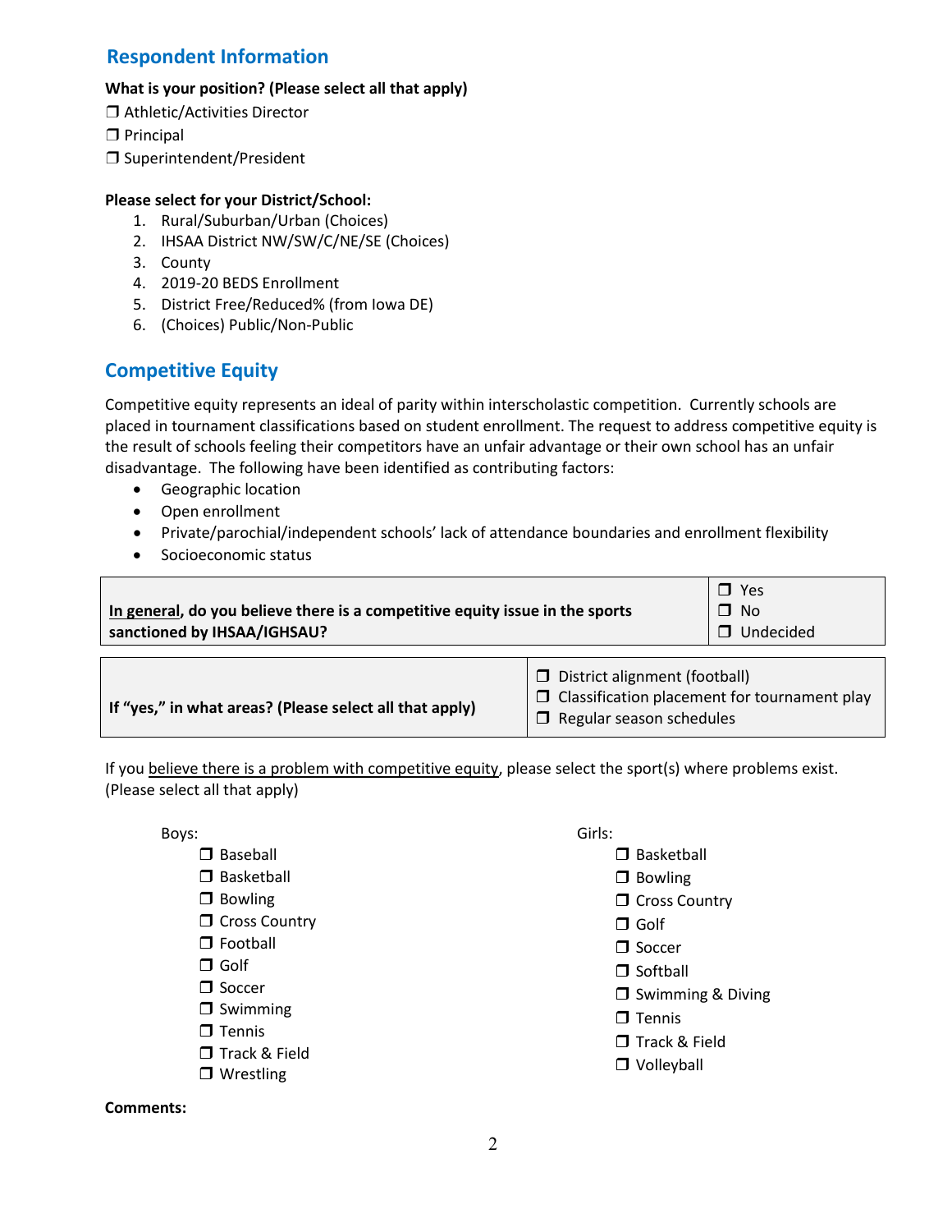## Respondent Information

**What is your position? (Please select all that apply)**

❒ Athletic/Activities Director
❒ Principal
❒ Superintendent/President

**Please select for your District/School:**

1. Rural/Suburban/Urban (Choices)
2. IHSAA District NW/SW/C/NE/SE (Choices)
3. County
4. 2019-20 BEDS Enrollment
5. District Free/Reduced% (from Iowa DE)
6. (Choices) Public/Non-Public

## Competitive Equity

Competitive equity represents an ideal of parity within interscholastic competition. Currently schools are placed in tournament classifications based on student enrollment. The request to address competitive equity is the result of schools feeling their competitors have an unfair advantage or their own school has an unfair disadvantage. The following have been identified as contributing factors:

- Geographic location
- Open enrollment
- Private/parochial/independent schools' lack of attendance boundaries and enrollment flexibility
- Socioeconomic status

| | |
|---|---|
| **<u>In general</u>, do you believe there is a competitive equity issue in the sports sanctioned by IHSAA/IGHSAU?** | ❒ Yes<br>❒ No<br>❒ Undecided |

| | |
|---|---|
| **If "yes," in what areas? (Please select all that apply)** | ❒ District alignment (football)<br>❒ Classification placement for tournament play<br>❒ Regular season schedules |

If you <u>believe there is a problem with competitive equity</u>, please select the sport(s) where problems exist. (Please select all that apply)

Boys:

❒ Baseball
❒ Basketball
❒ Bowling
❒ Cross Country
❒ Football
❒ Golf
❒ Soccer
❒ Swimming
❒ Tennis
❒ Track & Field
❒ Wrestling

Girls:

❒ Basketball
❒ Bowling
❒ Cross Country
❒ Golf
❒ Soccer
❒ Softball
❒ Swimming & Diving
❒ Tennis
❒ Track & Field
❒ Volleyball

**Comments:**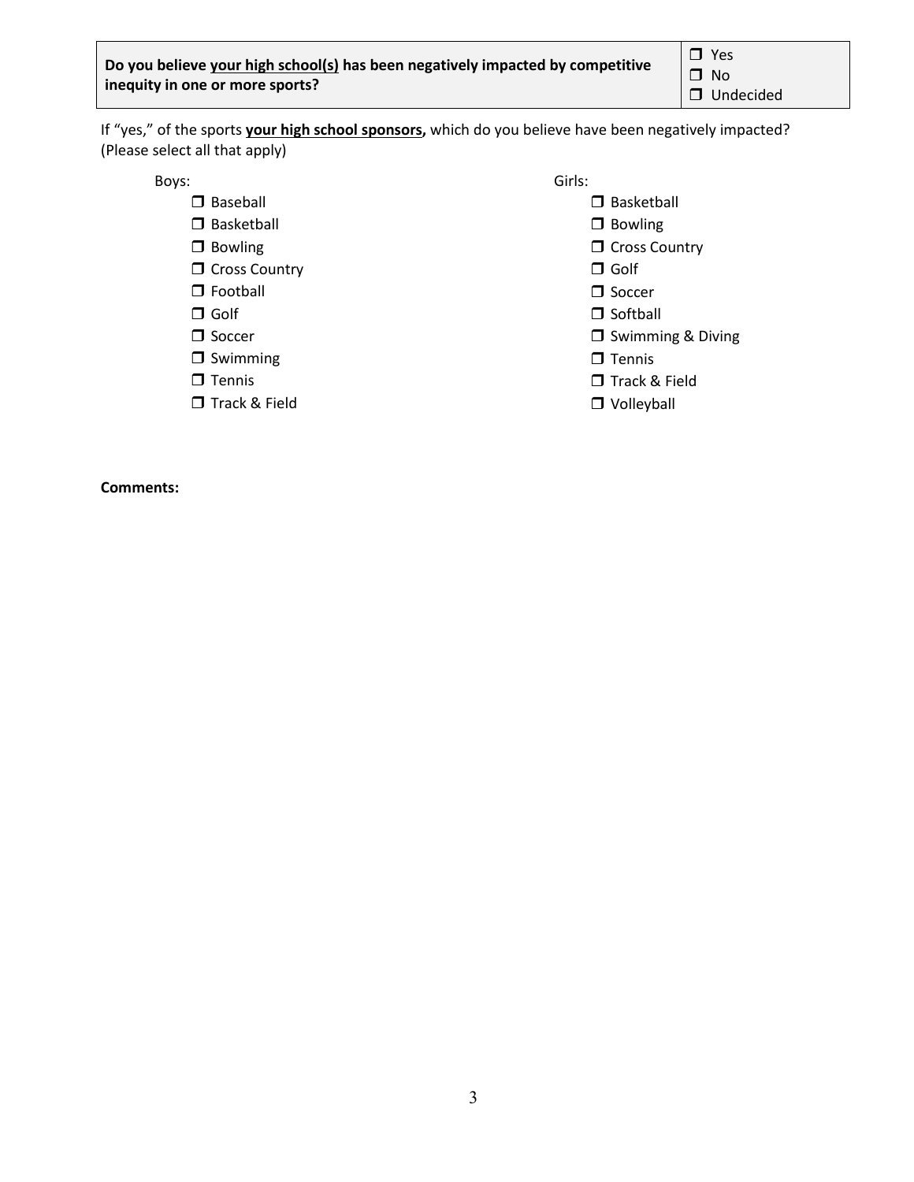| **Do you believe <u>your high school(s)</u> has been negatively impacted by competitive inequity in one or more sports?** | ☐ Yes<br>☐ No<br>☐ Undecided |
|---|---|

If "yes," of the sports **<u>your high school sponsors</u>,** which do you believe have been negatively impacted? (Please select all that apply)

Boys:

- ☐ Baseball
- ☐ Basketball
- ☐ Bowling
- ☐ Cross Country
- ☐ Football
- ☐ Golf
- ☐ Soccer
- ☐ Swimming
- ☐ Tennis
- ☐ Track & Field

Girls:

- ☐ Basketball
- ☐ Bowling
- ☐ Cross Country
- ☐ Golf
- ☐ Soccer
- ☐ Softball
- ☐ Swimming & Diving
- ☐ Tennis
- ☐ Track & Field
- ☐ Volleyball

**Comments:**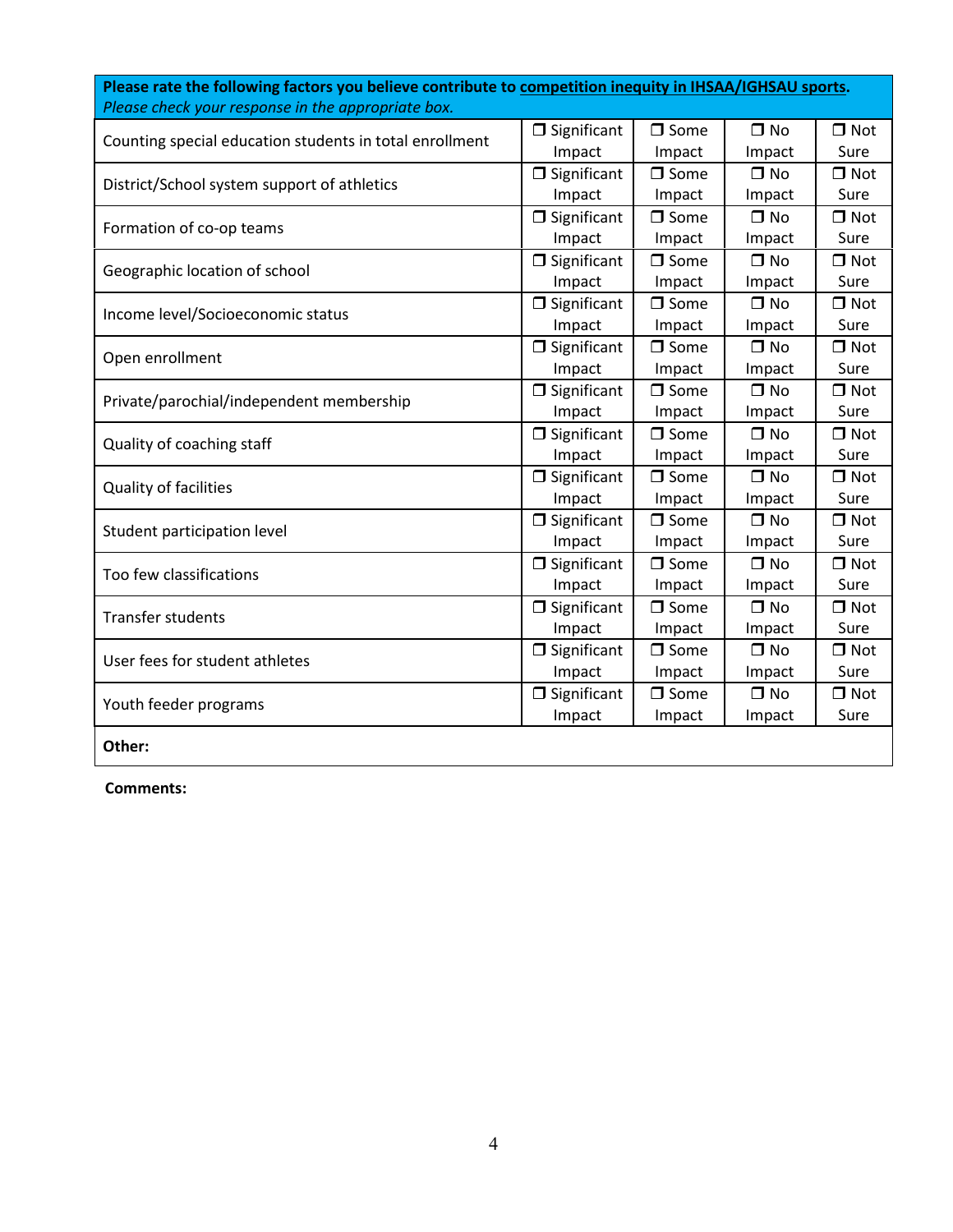| **Please rate the following factors you believe contribute to competition inequity in IHSAA/IGHSAU sports.** *Please check your response in the appropriate box.* | | | | |
|---|---|---|---|---|
| Counting special education students in total enrollment | ❒ Significant Impact | ❒ Some Impact | ❒ No Impact | ❒ Not Sure |
| District/School system support of athletics | ❒ Significant Impact | ❒ Some Impact | ❒ No Impact | ❒ Not Sure |
| Formation of co-op teams | ❒ Significant Impact | ❒ Some Impact | ❒ No Impact | ❒ Not Sure |
| Geographic location of school | ❒ Significant Impact | ❒ Some Impact | ❒ No Impact | ❒ Not Sure |
| Income level/Socioeconomic status | ❒ Significant Impact | ❒ Some Impact | ❒ No Impact | ❒ Not Sure |
| Open enrollment | ❒ Significant Impact | ❒ Some Impact | ❒ No Impact | ❒ Not Sure |
| Private/parochial/independent membership | ❒ Significant Impact | ❒ Some Impact | ❒ No Impact | ❒ Not Sure |
| Quality of coaching staff | ❒ Significant Impact | ❒ Some Impact | ❒ No Impact | ❒ Not Sure |
| Quality of facilities | ❒ Significant Impact | ❒ Some Impact | ❒ No Impact | ❒ Not Sure |
| Student participation level | ❒ Significant Impact | ❒ Some Impact | ❒ No Impact | ❒ Not Sure |
| Too few classifications | ❒ Significant Impact | ❒ Some Impact | ❒ No Impact | ❒ Not Sure |
| Transfer students | ❒ Significant Impact | ❒ Some Impact | ❒ No Impact | ❒ Not Sure |
| User fees for student athletes | ❒ Significant Impact | ❒ Some Impact | ❒ No Impact | ❒ Not Sure |
| Youth feeder programs | ❒ Significant Impact | ❒ Some Impact | ❒ No Impact | ❒ Not Sure |
| **Other:** | | | | |

**Comments:**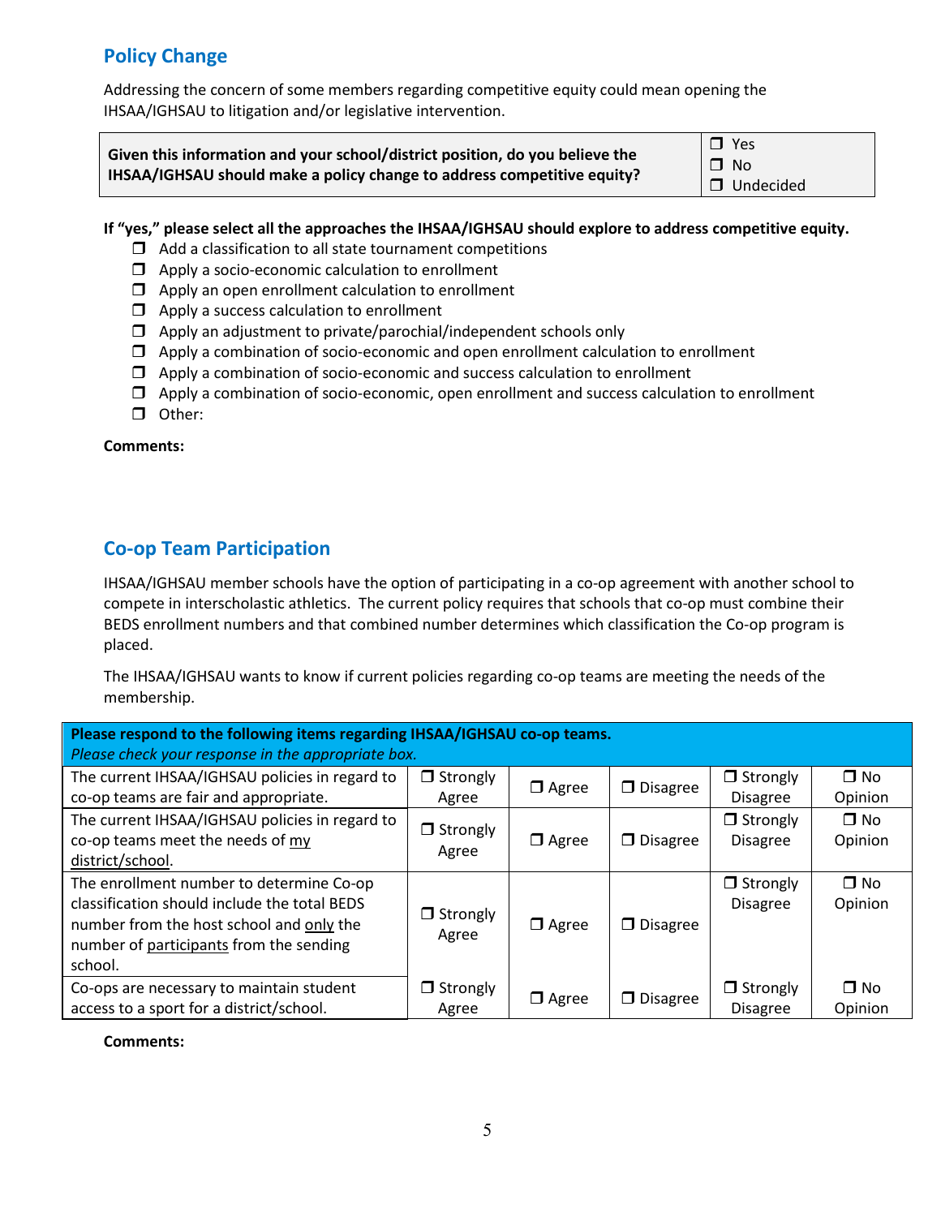## Policy Change

Addressing the concern of some members regarding competitive equity could mean opening the IHSAA/IGHSAU to litigation and/or legislative intervention.

| **Given this information and your school/district position, do you believe the IHSAA/IGHSAU should make a policy change to address competitive equity?** | ❒ Yes<br>❒ No<br>❒ Undecided |
|---|---|

**If "yes," please select all the approaches the IHSAA/IGHSAU should explore to address competitive equity.**

- ❒ Add a classification to all state tournament competitions
- ❒ Apply a socio-economic calculation to enrollment
- ❒ Apply an open enrollment calculation to enrollment
- ❒ Apply a success calculation to enrollment
- ❒ Apply an adjustment to private/parochial/independent schools only
- ❒ Apply a combination of socio-economic and open enrollment calculation to enrollment
- ❒ Apply a combination of socio-economic and success calculation to enrollment
- ❒ Apply a combination of socio-economic, open enrollment and success calculation to enrollment
- ❒ Other:

**Comments:**

## Co-op Team Participation

IHSAA/IGHSAU member schools have the option of participating in a co-op agreement with another school to compete in interscholastic athletics. The current policy requires that schools that co-op must combine their BEDS enrollment numbers and that combined number determines which classification the Co-op program is placed.

The IHSAA/IGHSAU wants to know if current policies regarding co-op teams are meeting the needs of the membership.

| **Please respond to the following items regarding IHSAA/IGHSAU co-op teams.**<br>*Please check your response in the appropriate box.* | | | | | |
|---|---|---|---|---|---|
| The current IHSAA/IGHSAU policies in regard to co-op teams are fair and appropriate. | ❒ Strongly Agree | ❒ Agree | ❒ Disagree | ❒ Strongly Disagree | ❒ No Opinion |
| The current IHSAA/IGHSAU policies in regard to co-op teams meet the needs of my district/school. | ❒ Strongly Agree | ❒ Agree | ❒ Disagree | ❒ Strongly Disagree | ❒ No Opinion |
| The enrollment number to determine Co-op classification should include the total BEDS number from the host school and only the number of participants from the sending school. | ❒ Strongly Agree | ❒ Agree | ❒ Disagree | ❒ Strongly Disagree | ❒ No Opinion |
| Co-ops are necessary to maintain student access to a sport for a district/school. | ❒ Strongly Agree | ❒ Agree | ❒ Disagree | ❒ Strongly Disagree | ❒ No Opinion |

**Comments:**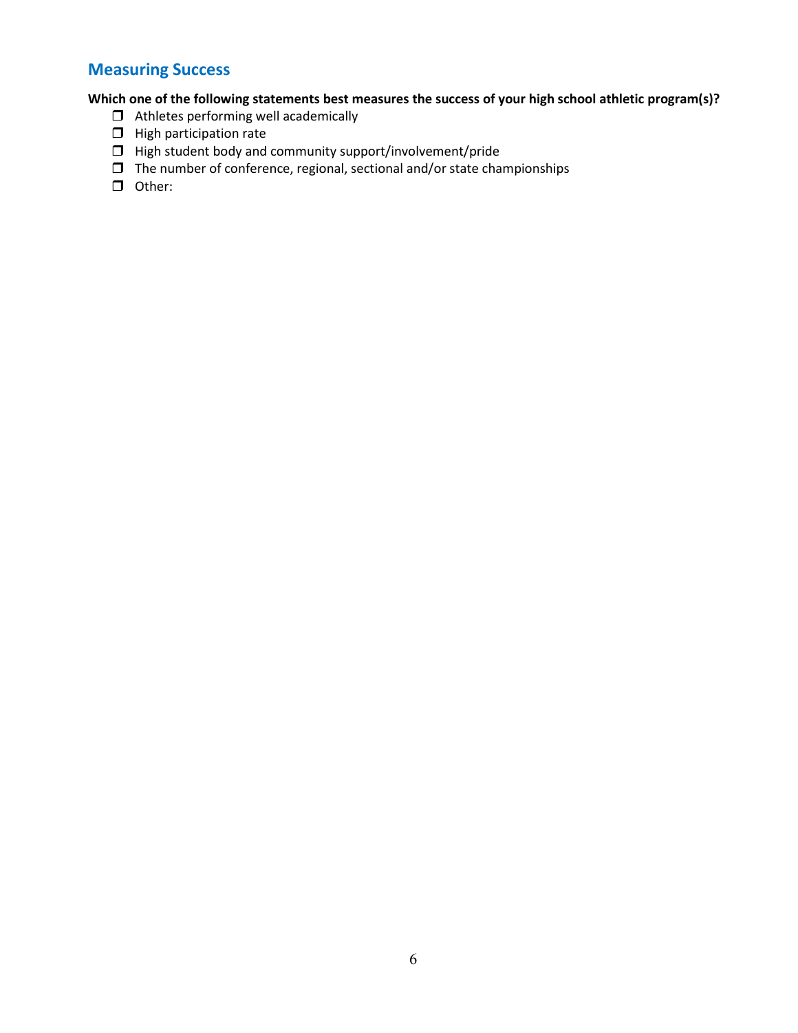## Measuring Success

**Which one of the following statements best measures the success of your high school athletic program(s)?**

- ❐ Athletes performing well academically
- ❐ High participation rate
- ❐ High student body and community support/involvement/pride
- ❐ The number of conference, regional, sectional and/or state championships
- ❐ Other: